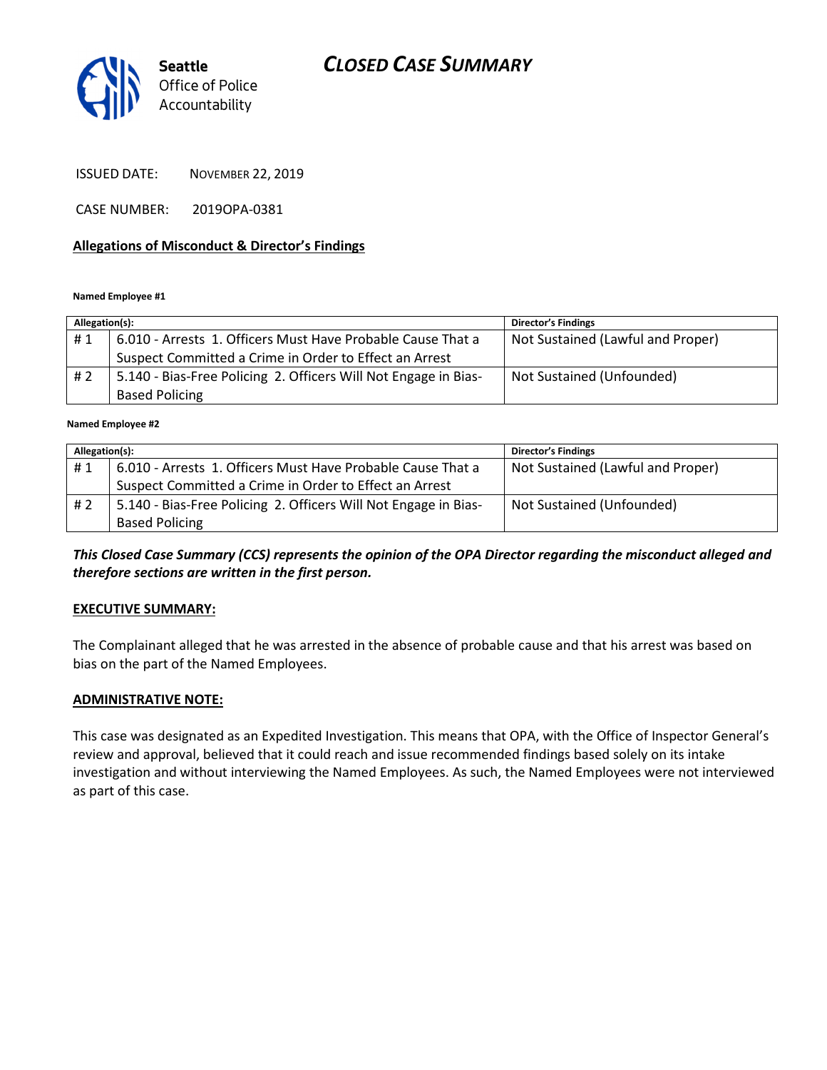Seattle
Office of Police
Accountability

# CLOSED CASE SUMMARY

ISSUED DATE: NOVEMBER 22, 2019

CASE NUMBER: 2019OPA-0381

## Allegations of Misconduct & Director's Findings

**Named Employee #1**

| Allegation(s): | | Director's Findings |
| --- | --- | --- |
| # 1 | 6.010 - Arrests 1. Officers Must Have Probable Cause That a Suspect Committed a Crime in Order to Effect an Arrest | Not Sustained (Lawful and Proper) |
| # 2 | 5.140 - Bias-Free Policing 2. Officers Will Not Engage in Bias-Based Policing | Not Sustained (Unfounded) |

**Named Employee #2**

| Allegation(s): | | Director's Findings |
| --- | --- | --- |
| # 1 | 6.010 - Arrests 1. Officers Must Have Probable Cause That a Suspect Committed a Crime in Order to Effect an Arrest | Not Sustained (Lawful and Proper) |
| # 2 | 5.140 - Bias-Free Policing 2. Officers Will Not Engage in Bias-Based Policing | Not Sustained (Unfounded) |

***This Closed Case Summary (CCS) represents the opinion of the OPA Director regarding the misconduct alleged and therefore sections are written in the first person.***

**EXECUTIVE SUMMARY:**

The Complainant alleged that he was arrested in the absence of probable cause and that his arrest was based on bias on the part of the Named Employees.

**ADMINISTRATIVE NOTE:**

This case was designated as an Expedited Investigation. This means that OPA, with the Office of Inspector General's review and approval, believed that it could reach and issue recommended findings based solely on its intake investigation and without interviewing the Named Employees. As such, the Named Employees were not interviewed as part of this case.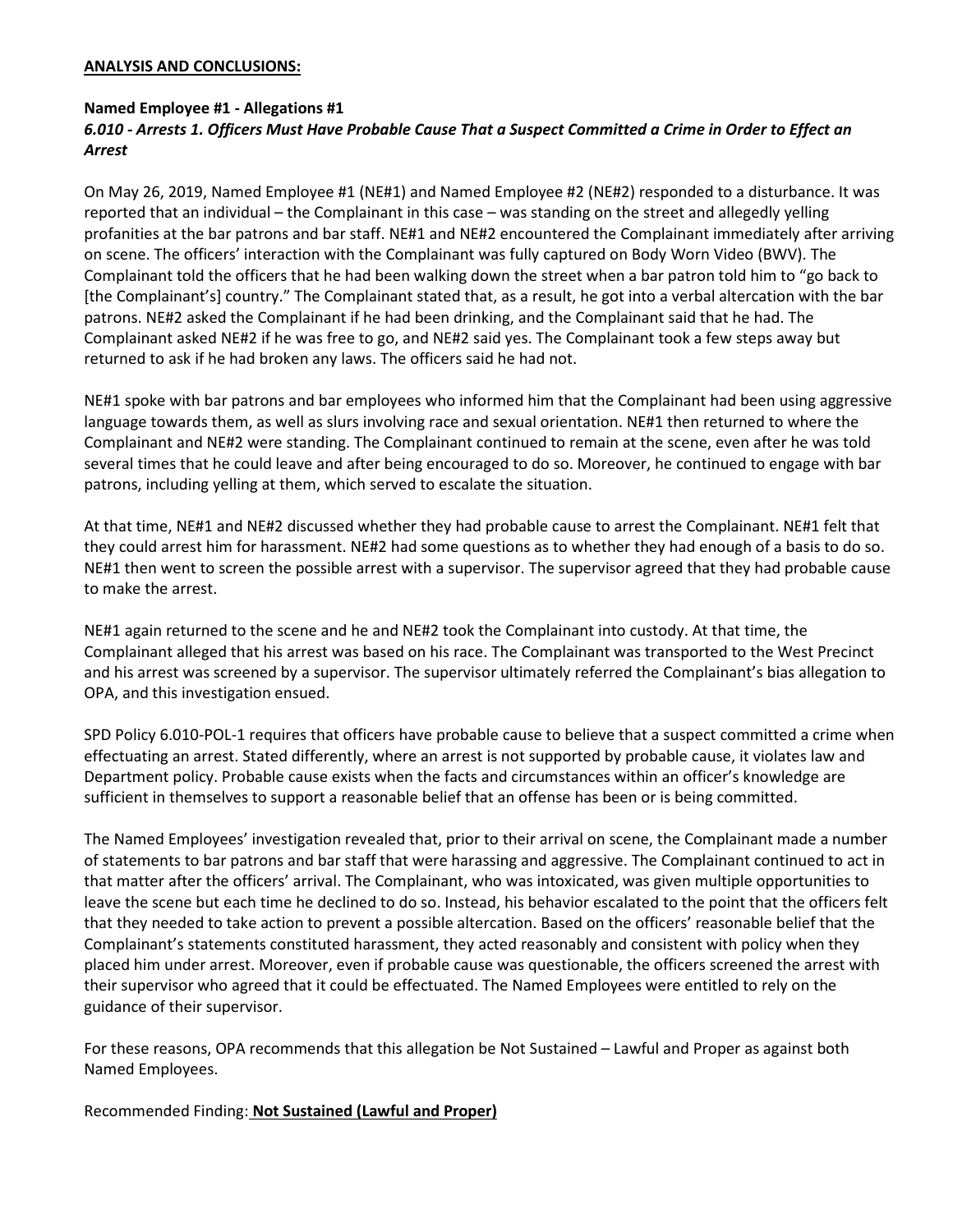**ANALYSIS AND CONCLUSIONS:**

**Named Employee #1 - Allegations #1**
***6.010 - Arrests 1. Officers Must Have Probable Cause That a Suspect Committed a Crime in Order to Effect an Arrest***

On May 26, 2019, Named Employee #1 (NE#1) and Named Employee #2 (NE#2) responded to a disturbance. It was reported that an individual – the Complainant in this case – was standing on the street and allegedly yelling profanities at the bar patrons and bar staff. NE#1 and NE#2 encountered the Complainant immediately after arriving on scene. The officers' interaction with the Complainant was fully captured on Body Worn Video (BWV). The Complainant told the officers that he had been walking down the street when a bar patron told him to "go back to [the Complainant's] country." The Complainant stated that, as a result, he got into a verbal altercation with the bar patrons. NE#2 asked the Complainant if he had been drinking, and the Complainant said that he had. The Complainant asked NE#2 if he was free to go, and NE#2 said yes. The Complainant took a few steps away but returned to ask if he had broken any laws. The officers said he had not.

NE#1 spoke with bar patrons and bar employees who informed him that the Complainant had been using aggressive language towards them, as well as slurs involving race and sexual orientation. NE#1 then returned to where the Complainant and NE#2 were standing. The Complainant continued to remain at the scene, even after he was told several times that he could leave and after being encouraged to do so. Moreover, he continued to engage with bar patrons, including yelling at them, which served to escalate the situation.

At that time, NE#1 and NE#2 discussed whether they had probable cause to arrest the Complainant. NE#1 felt that they could arrest him for harassment. NE#2 had some questions as to whether they had enough of a basis to do so. NE#1 then went to screen the possible arrest with a supervisor. The supervisor agreed that they had probable cause to make the arrest.

NE#1 again returned to the scene and he and NE#2 took the Complainant into custody. At that time, the Complainant alleged that his arrest was based on his race. The Complainant was transported to the West Precinct and his arrest was screened by a supervisor. The supervisor ultimately referred the Complainant's bias allegation to OPA, and this investigation ensued.

SPD Policy 6.010-POL-1 requires that officers have probable cause to believe that a suspect committed a crime when effectuating an arrest. Stated differently, where an arrest is not supported by probable cause, it violates law and Department policy. Probable cause exists when the facts and circumstances within an officer's knowledge are sufficient in themselves to support a reasonable belief that an offense has been or is being committed.

The Named Employees' investigation revealed that, prior to their arrival on scene, the Complainant made a number of statements to bar patrons and bar staff that were harassing and aggressive. The Complainant continued to act in that matter after the officers' arrival. The Complainant, who was intoxicated, was given multiple opportunities to leave the scene but each time he declined to do so. Instead, his behavior escalated to the point that the officers felt that they needed to take action to prevent a possible altercation. Based on the officers' reasonable belief that the Complainant's statements constituted harassment, they acted reasonably and consistent with policy when they placed him under arrest. Moreover, even if probable cause was questionable, the officers screened the arrest with their supervisor who agreed that it could be effectuated. The Named Employees were entitled to rely on the guidance of their supervisor.

For these reasons, OPA recommends that this allegation be Not Sustained – Lawful and Proper as against both Named Employees.

Recommended Finding: **Not Sustained (Lawful and Proper)**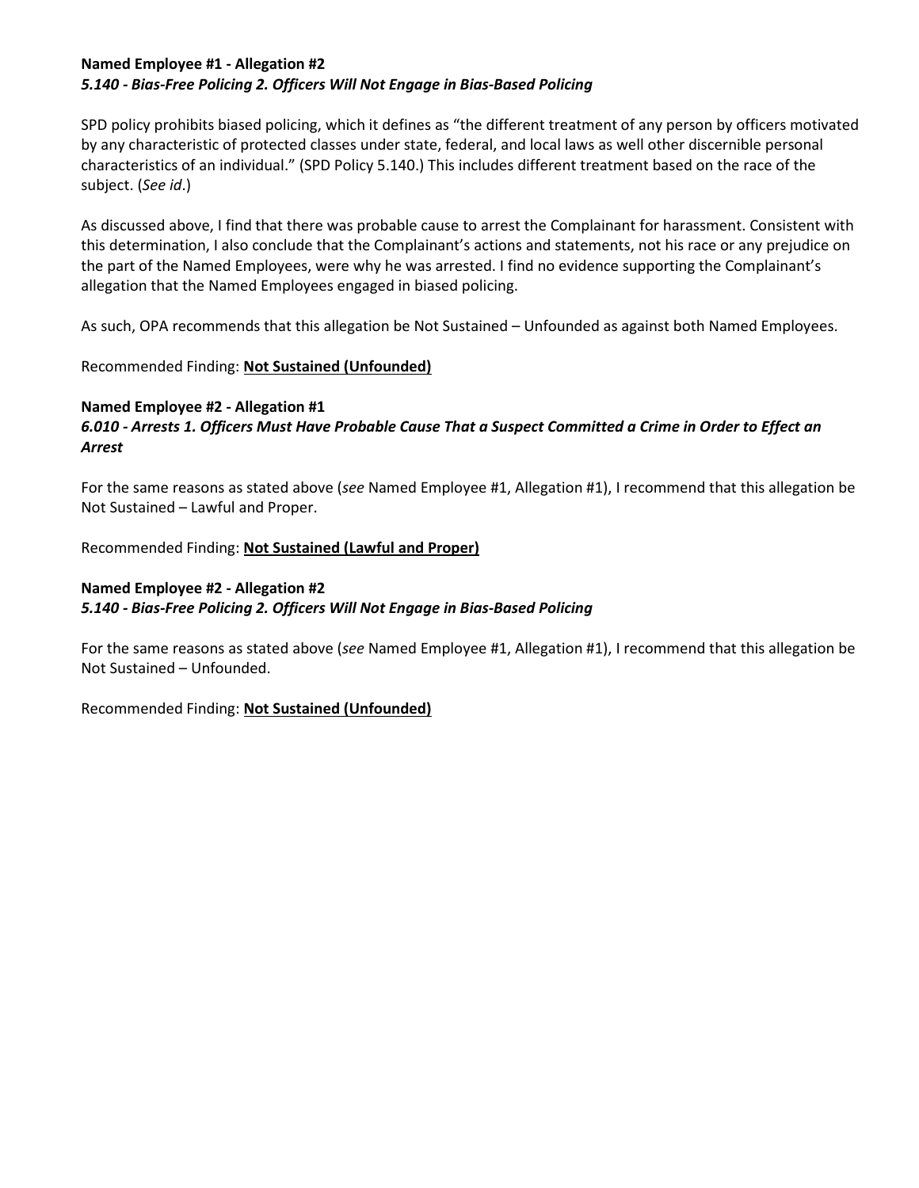**Named Employee #1 - Allegation #2**
***5.140 - Bias-Free Policing 2. Officers Will Not Engage in Bias-Based Policing***

SPD policy prohibits biased policing, which it defines as "the different treatment of any person by officers motivated by any characteristic of protected classes under state, federal, and local laws as well other discernible personal characteristics of an individual." (SPD Policy 5.140.) This includes different treatment based on the race of the subject. (*See id*.)

As discussed above, I find that there was probable cause to arrest the Complainant for harassment. Consistent with this determination, I also conclude that the Complainant's actions and statements, not his race or any prejudice on the part of the Named Employees, were why he was arrested. I find no evidence supporting the Complainant's allegation that the Named Employees engaged in biased policing.

As such, OPA recommends that this allegation be Not Sustained – Unfounded as against both Named Employees.

Recommended Finding: **Not Sustained (Unfounded)**

**Named Employee #2 - Allegation #1**
***6.010 - Arrests 1. Officers Must Have Probable Cause That a Suspect Committed a Crime in Order to Effect an Arrest***

For the same reasons as stated above (*see* Named Employee #1, Allegation #1), I recommend that this allegation be Not Sustained – Lawful and Proper.

Recommended Finding: **Not Sustained (Lawful and Proper)**

**Named Employee #2 - Allegation #2**
***5.140 - Bias-Free Policing 2. Officers Will Not Engage in Bias-Based Policing***

For the same reasons as stated above (*see* Named Employee #1, Allegation #1), I recommend that this allegation be Not Sustained – Unfounded.

Recommended Finding: **Not Sustained (Unfounded)**